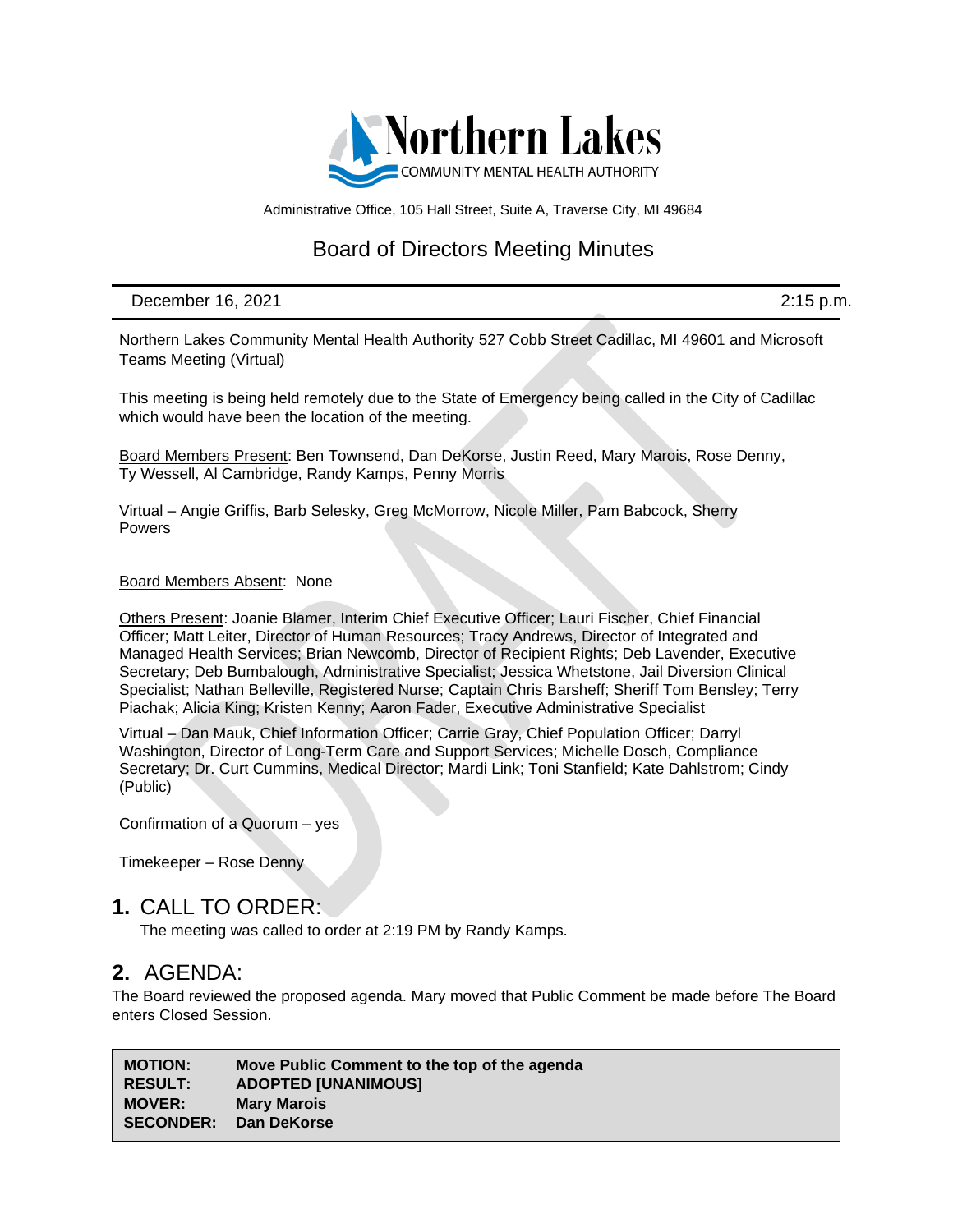Northern Lakes
COMMUNITY MENTAL HEALTH AUTHORITY

Administrative Office, 105 Hall Street, Suite A, Traverse City, MI 49684

# Board of Directors Meeting Minutes

December 16, 2021 2:15 p.m.

Northern Lakes Community Mental Health Authority 527 Cobb Street Cadillac, MI 49601 and Microsoft Teams Meeting (Virtual)

This meeting is being held remotely due to the State of Emergency being called in the City of Cadillac which would have been the location of the meeting.

Board Members Present: Ben Townsend, Dan DeKorse, Justin Reed, Mary Marois, Rose Denny, Ty Wessell, Al Cambridge, Randy Kamps, Penny Morris

Virtual – Angie Griffis, Barb Selesky, Greg McMorrow, Nicole Miller, Pam Babcock, Sherry Powers

Board Members Absent: None

Others Present: Joanie Blamer, Interim Chief Executive Officer; Lauri Fischer, Chief Financial Officer; Matt Leiter, Director of Human Resources; Tracy Andrews, Director of Integrated and Managed Health Services; Brian Newcomb, Director of Recipient Rights; Deb Lavender, Executive Secretary; Deb Bumbalough, Administrative Specialist; Jessica Whetstone, Jail Diversion Clinical Specialist; Nathan Belleville, Registered Nurse; Captain Chris Barsheff; Sheriff Tom Bensley; Terry Piachak; Alicia King; Kristen Kenny; Aaron Fader, Executive Administrative Specialist

Virtual – Dan Mauk, Chief Information Officer; Carrie Gray, Chief Population Officer; Darryl Washington, Director of Long-Term Care and Support Services; Michelle Dosch, Compliance Secretary; Dr. Curt Cummins, Medical Director; Mardi Link; Toni Stanfield; Kate Dahlstrom; Cindy (Public)

Confirmation of a Quorum – yes

Timekeeper – Rose Denny

## 1. CALL TO ORDER:

The meeting was called to order at 2:19 PM by Randy Kamps.

## 2. AGENDA:

The Board reviewed the proposed agenda. Mary moved that Public Comment be made before The Board enters Closed Session.

| | |
|---|---|
| **MOTION:** | **Move Public Comment to the top of the agenda** |
| **RESULT:** | **ADOPTED [UNANIMOUS]** |
| **MOVER:** | **Mary Marois** |
| **SECONDER:** | **Dan DeKorse** |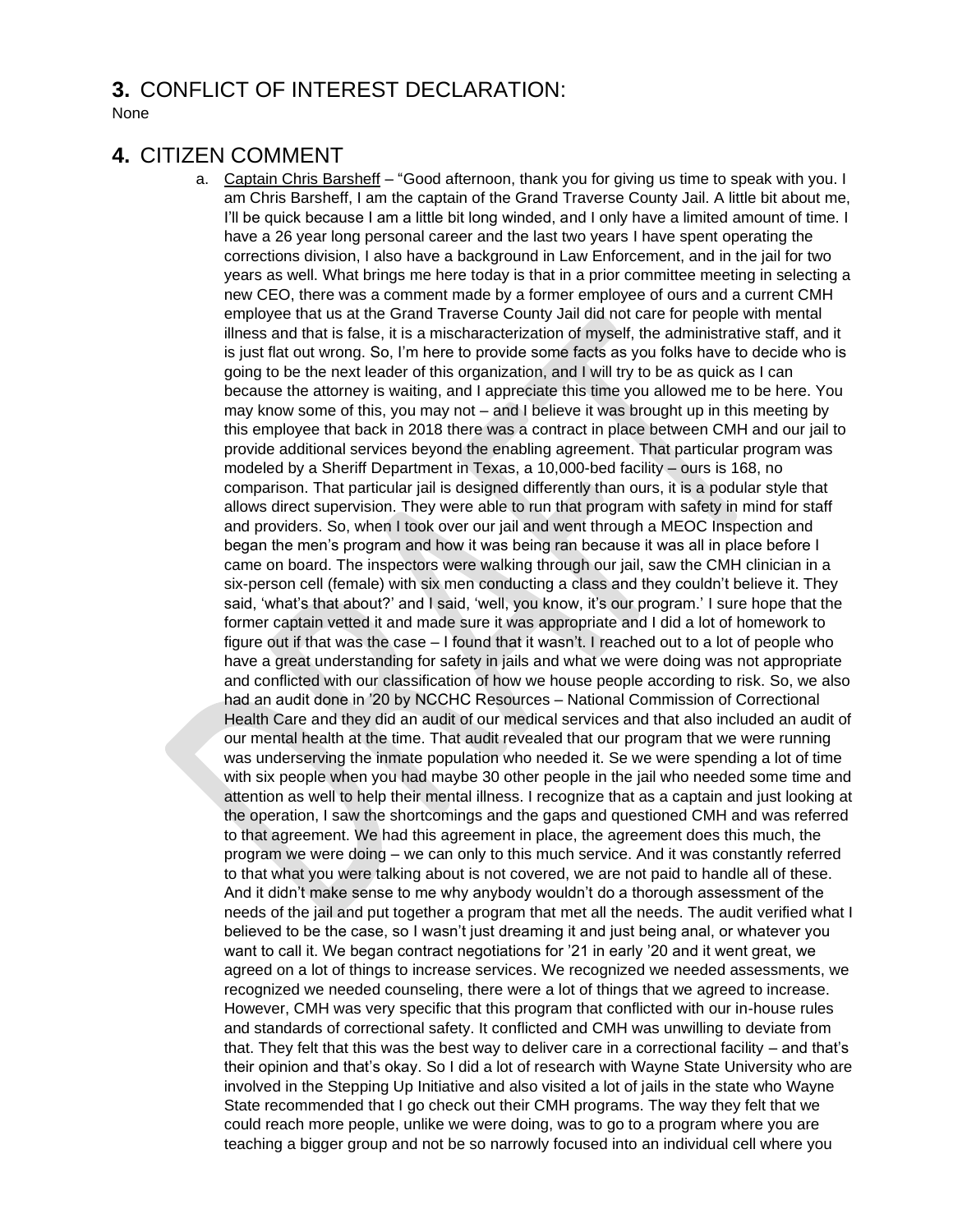## 3. CONFLICT OF INTEREST DECLARATION:

None

## 4. CITIZEN COMMENT

a. Captain Chris Barsheff – "Good afternoon, thank you for giving us time to speak with you. I am Chris Barsheff, I am the captain of the Grand Traverse County Jail. A little bit about me, I'll be quick because I am a little bit long winded, and I only have a limited amount of time. I have a 26 year long personal career and the last two years I have spent operating the corrections division, I also have a background in Law Enforcement, and in the jail for two years as well. What brings me here today is that in a prior committee meeting in selecting a new CEO, there was a comment made by a former employee of ours and a current CMH employee that us at the Grand Traverse County Jail did not care for people with mental illness and that is false, it is a mischaracterization of myself, the administrative staff, and it is just flat out wrong. So, I'm here to provide some facts as you folks have to decide who is going to be the next leader of this organization, and I will try to be as quick as I can because the attorney is waiting, and I appreciate this time you allowed me to be here. You may know some of this, you may not – and I believe it was brought up in this meeting by this employee that back in 2018 there was a contract in place between CMH and our jail to provide additional services beyond the enabling agreement. That particular program was modeled by a Sheriff Department in Texas, a 10,000-bed facility – ours is 168, no comparison. That particular jail is designed differently than ours, it is a podular style that allows direct supervision. They were able to run that program with safety in mind for staff and providers. So, when I took over our jail and went through a MEOC Inspection and began the men's program and how it was being ran because it was all in place before I came on board. The inspectors were walking through our jail, saw the CMH clinician in a six-person cell (female) with six men conducting a class and they couldn't believe it. They said, 'what's that about?' and I said, 'well, you know, it's our program.' I sure hope that the former captain vetted it and made sure it was appropriate and I did a lot of homework to figure out if that was the case – I found that it wasn't. I reached out to a lot of people who have a great understanding for safety in jails and what we were doing was not appropriate and conflicted with our classification of how we house people according to risk. So, we also had an audit done in '20 by NCCHC Resources – National Commission of Correctional Health Care and they did an audit of our medical services and that also included an audit of our mental health at the time. That audit revealed that our program that we were running was underserving the inmate population who needed it. Se we were spending a lot of time with six people when you had maybe 30 other people in the jail who needed some time and attention as well to help their mental illness. I recognize that as a captain and just looking at the operation, I saw the shortcomings and the gaps and questioned CMH and was referred to that agreement. We had this agreement in place, the agreement does this much, the program we were doing – we can only to this much service. And it was constantly referred to that what you were talking about is not covered, we are not paid to handle all of these. And it didn't make sense to me why anybody wouldn't do a thorough assessment of the needs of the jail and put together a program that met all the needs. The audit verified what I believed to be the case, so I wasn't just dreaming it and just being anal, or whatever you want to call it. We began contract negotiations for '21 in early '20 and it went great, we agreed on a lot of things to increase services. We recognized we needed assessments, we recognized we needed counseling, there were a lot of things that we agreed to increase. However, CMH was very specific that this program that conflicted with our in-house rules and standards of correctional safety. It conflicted and CMH was unwilling to deviate from that. They felt that this was the best way to deliver care in a correctional facility – and that's their opinion and that's okay. So I did a lot of research with Wayne State University who are involved in the Stepping Up Initiative and also visited a lot of jails in the state who Wayne State recommended that I go check out their CMH programs. The way they felt that we could reach more people, unlike we were doing, was to go to a program where you are teaching a bigger group and not be so narrowly focused into an individual cell where you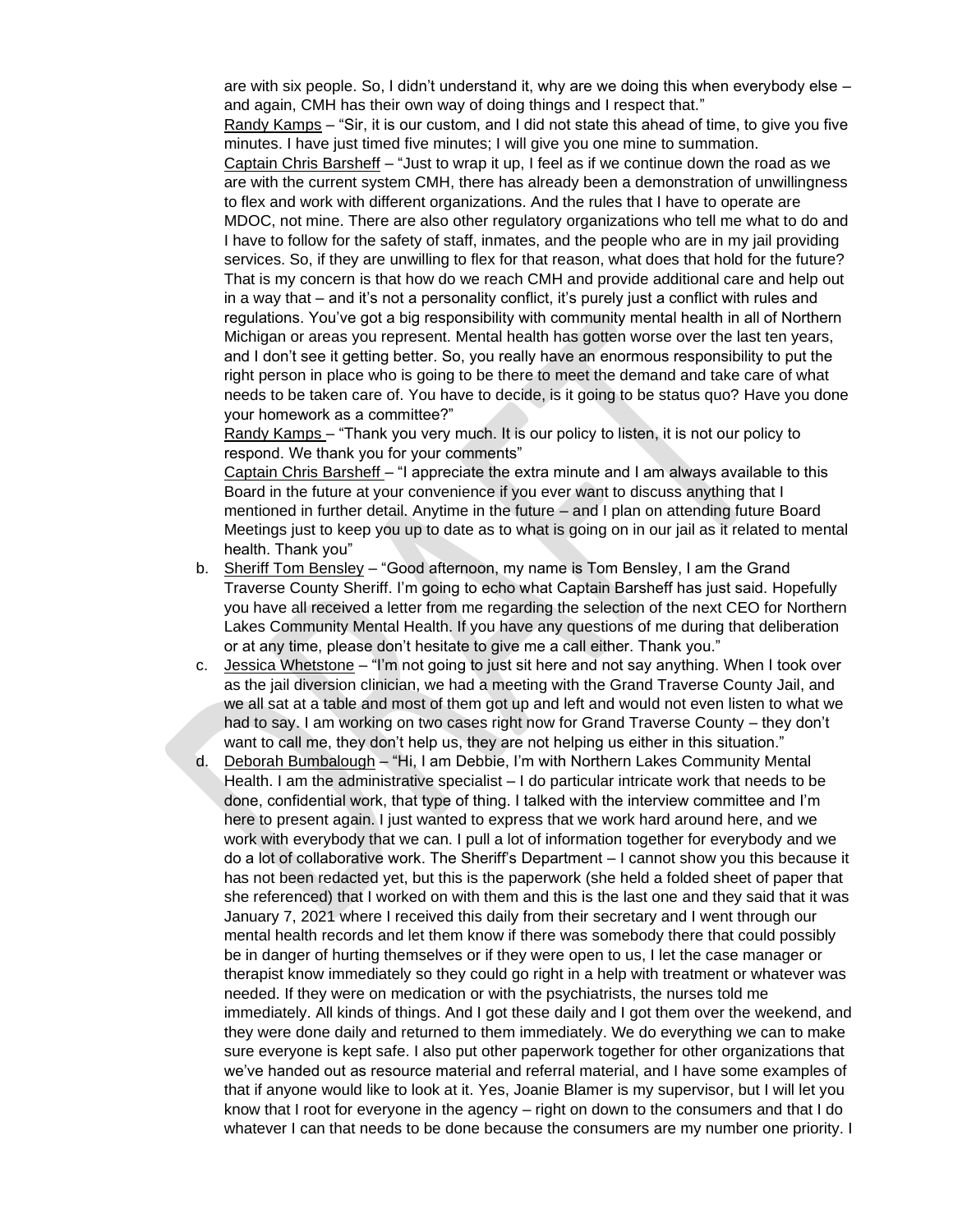are with six people. So, I didn't understand it, why are we doing this when everybody else – and again, CMH has their own way of doing things and I respect that."

Randy Kamps – "Sir, it is our custom, and I did not state this ahead of time, to give you five minutes. I have just timed five minutes; I will give you one mine to summation.

Captain Chris Barsheff – "Just to wrap it up, I feel as if we continue down the road as we are with the current system CMH, there has already been a demonstration of unwillingness to flex and work with different organizations. And the rules that I have to operate are MDOC, not mine. There are also other regulatory organizations who tell me what to do and I have to follow for the safety of staff, inmates, and the people who are in my jail providing services. So, if they are unwilling to flex for that reason, what does that hold for the future? That is my concern is that how do we reach CMH and provide additional care and help out in a way that – and it's not a personality conflict, it's purely just a conflict with rules and regulations. You've got a big responsibility with community mental health in all of Northern Michigan or areas you represent. Mental health has gotten worse over the last ten years, and I don't see it getting better. So, you really have an enormous responsibility to put the right person in place who is going to be there to meet the demand and take care of what needs to be taken care of. You have to decide, is it going to be status quo? Have you done your homework as a committee?"

Randy Kamps – "Thank you very much. It is our policy to listen, it is not our policy to respond. We thank you for your comments"

Captain Chris Barsheff – "I appreciate the extra minute and I am always available to this Board in the future at your convenience if you ever want to discuss anything that I mentioned in further detail. Anytime in the future – and I plan on attending future Board Meetings just to keep you up to date as to what is going on in our jail as it related to mental health. Thank you"

b. Sheriff Tom Bensley – "Good afternoon, my name is Tom Bensley, I am the Grand Traverse County Sheriff. I'm going to echo what Captain Barsheff has just said. Hopefully you have all received a letter from me regarding the selection of the next CEO for Northern Lakes Community Mental Health. If you have any questions of me during that deliberation or at any time, please don't hesitate to give me a call either. Thank you."

c. Jessica Whetstone – "I'm not going to just sit here and not say anything. When I took over as the jail diversion clinician, we had a meeting with the Grand Traverse County Jail, and we all sat at a table and most of them got up and left and would not even listen to what we had to say. I am working on two cases right now for Grand Traverse County – they don't want to call me, they don't help us, they are not helping us either in this situation."

d. Deborah Bumbalough – "Hi, I am Debbie, I'm with Northern Lakes Community Mental Health. I am the administrative specialist – I do particular intricate work that needs to be done, confidential work, that type of thing. I talked with the interview committee and I'm here to present again. I just wanted to express that we work hard around here, and we work with everybody that we can. I pull a lot of information together for everybody and we do a lot of collaborative work. The Sheriff's Department – I cannot show you this because it has not been redacted yet, but this is the paperwork (she held a folded sheet of paper that she referenced) that I worked on with them and this is the last one and they said that it was January 7, 2021 where I received this daily from their secretary and I went through our mental health records and let them know if there was somebody there that could possibly be in danger of hurting themselves or if they were open to us, I let the case manager or therapist know immediately so they could go right in a help with treatment or whatever was needed. If they were on medication or with the psychiatrists, the nurses told me immediately. All kinds of things. And I got these daily and I got them over the weekend, and they were done daily and returned to them immediately. We do everything we can to make sure everyone is kept safe. I also put other paperwork together for other organizations that we've handed out as resource material and referral material, and I have some examples of that if anyone would like to look at it. Yes, Joanie Blamer is my supervisor, but I will let you know that I root for everyone in the agency – right on down to the consumers and that I do whatever I can that needs to be done because the consumers are my number one priority. I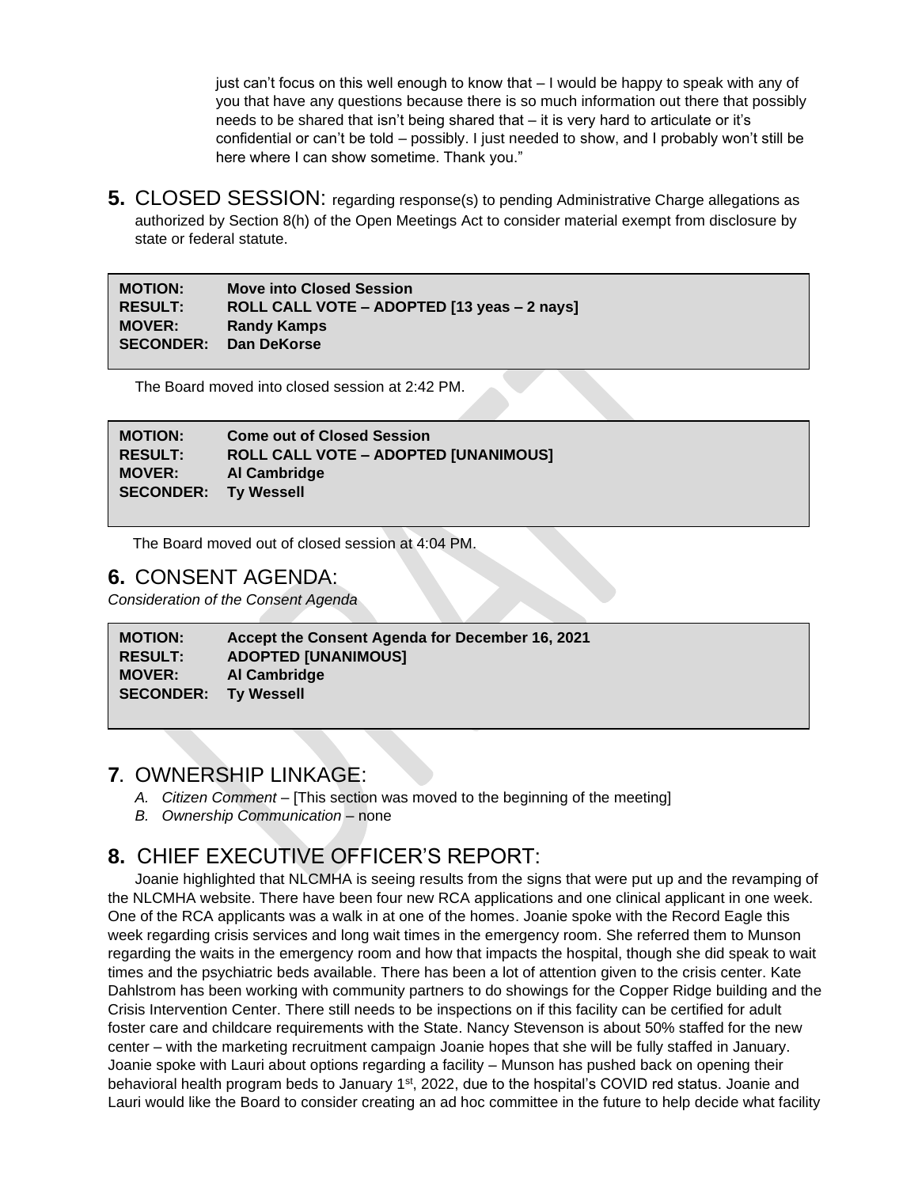just can't focus on this well enough to know that – I would be happy to speak with any of you that have any questions because there is so much information out there that possibly needs to be shared that isn't being shared that – it is very hard to articulate or it's confidential or can't be told – possibly. I just needed to show, and I probably won't still be here where I can show sometime. Thank you."

## 5. CLOSED SESSION: regarding response(s) to pending Administrative Charge allegations as authorized by Section 8(h) of the Open Meetings Act to consider material exempt from disclosure by state or federal statute.

| | |
|---|---|
| **MOTION:** | **Move into Closed Session** |
| **RESULT:** | **ROLL CALL VOTE – ADOPTED [13 yeas – 2 nays]** |
| **MOVER:** | **Randy Kamps** |
| **SECONDER:** | **Dan DeKorse** |

The Board moved into closed session at 2:42 PM.

| | |
|---|---|
| **MOTION:** | **Come out of Closed Session** |
| **RESULT:** | **ROLL CALL VOTE – ADOPTED [UNANIMOUS]** |
| **MOVER:** | **Al Cambridge** |
| **SECONDER:** | **Ty Wessell** |

The Board moved out of closed session at 4:04 PM.

## 6. CONSENT AGENDA:

*Consideration of the Consent Agenda*

| | |
|---|---|
| **MOTION:** | **Accept the Consent Agenda for December 16, 2021** |
| **RESULT:** | **ADOPTED [UNANIMOUS]** |
| **MOVER:** | **Al Cambridge** |
| **SECONDER:** | **Ty Wessell** |

## 7. OWNERSHIP LINKAGE:

A. *Citizen Comment* – [This section was moved to the beginning of the meeting]
B. *Ownership Communication* – none

## 8. CHIEF EXECUTIVE OFFICER'S REPORT:

Joanie highlighted that NLCMHA is seeing results from the signs that were put up and the revamping of the NLCMHA website. There have been four new RCA applications and one clinical applicant in one week. One of the RCA applicants was a walk in at one of the homes. Joanie spoke with the Record Eagle this week regarding crisis services and long wait times in the emergency room. She referred them to Munson regarding the waits in the emergency room and how that impacts the hospital, though she did speak to wait times and the psychiatric beds available. There has been a lot of attention given to the crisis center. Kate Dahlstrom has been working with community partners to do showings for the Copper Ridge building and the Crisis Intervention Center. There still needs to be inspections on if this facility can be certified for adult foster care and childcare requirements with the State. Nancy Stevenson is about 50% staffed for the new center – with the marketing recruitment campaign Joanie hopes that she will be fully staffed in January. Joanie spoke with Lauri about options regarding a facility – Munson has pushed back on opening their behavioral health program beds to January 1st, 2022, due to the hospital's COVID red status. Joanie and Lauri would like the Board to consider creating an ad hoc committee in the future to help decide what facility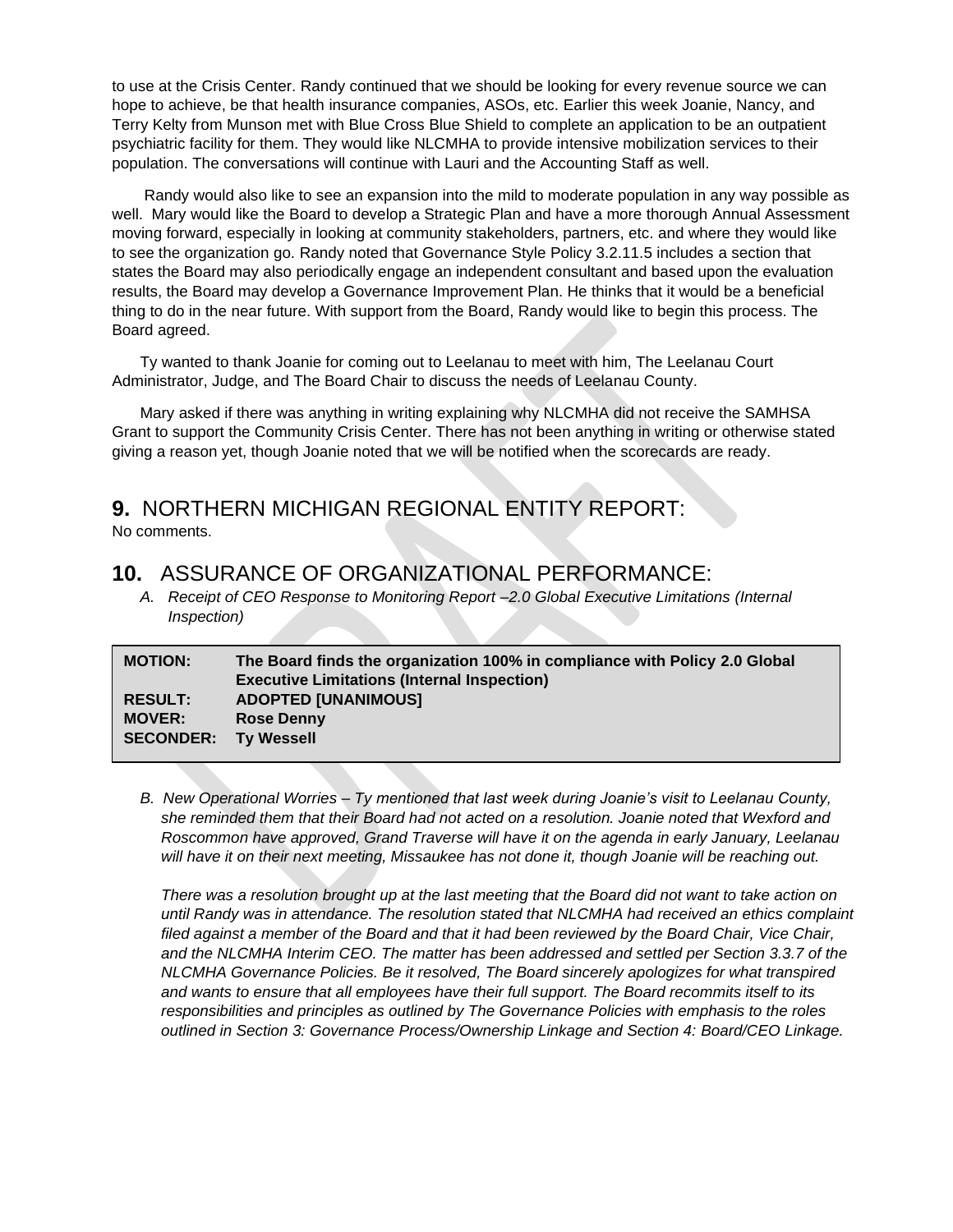to use at the Crisis Center. Randy continued that we should be looking for every revenue source we can hope to achieve, be that health insurance companies, ASOs, etc. Earlier this week Joanie, Nancy, and Terry Kelty from Munson met with Blue Cross Blue Shield to complete an application to be an outpatient psychiatric facility for them. They would like NLCMHA to provide intensive mobilization services to their population. The conversations will continue with Lauri and the Accounting Staff as well.

Randy would also like to see an expansion into the mild to moderate population in any way possible as well. Mary would like the Board to develop a Strategic Plan and have a more thorough Annual Assessment moving forward, especially in looking at community stakeholders, partners, etc. and where they would like to see the organization go. Randy noted that Governance Style Policy 3.2.11.5 includes a section that states the Board may also periodically engage an independent consultant and based upon the evaluation results, the Board may develop a Governance Improvement Plan. He thinks that it would be a beneficial thing to do in the near future. With support from the Board, Randy would like to begin this process. The Board agreed.

Ty wanted to thank Joanie for coming out to Leelanau to meet with him, The Leelanau Court Administrator, Judge, and The Board Chair to discuss the needs of Leelanau County.

Mary asked if there was anything in writing explaining why NLCMHA did not receive the SAMHSA Grant to support the Community Crisis Center. There has not been anything in writing or otherwise stated giving a reason yet, though Joanie noted that we will be notified when the scorecards are ready.

## **9.** NORTHERN MICHIGAN REGIONAL ENTITY REPORT:

No comments.

## **10.** ASSURANCE OF ORGANIZATIONAL PERFORMANCE:

A. *Receipt of CEO Response to Monitoring Report –2.0 Global Executive Limitations (Internal Inspection)*

| | |
|---|---|
| **MOTION:** | **The Board finds the organization 100% in compliance with Policy 2.0 Global Executive Limitations (Internal Inspection)** |
| **RESULT:** | **ADOPTED [UNANIMOUS]** |
| **MOVER:** | **Rose Denny** |
| **SECONDER:** | **Ty Wessell** |

B. *New Operational Worries – Ty mentioned that last week during Joanie's visit to Leelanau County, she reminded them that their Board had not acted on a resolution. Joanie noted that Wexford and Roscommon have approved, Grand Traverse will have it on the agenda in early January, Leelanau will have it on their next meeting, Missaukee has not done it, though Joanie will be reaching out.*

*There was a resolution brought up at the last meeting that the Board did not want to take action on until Randy was in attendance. The resolution stated that NLCMHA had received an ethics complaint filed against a member of the Board and that it had been reviewed by the Board Chair, Vice Chair, and the NLCMHA Interim CEO. The matter has been addressed and settled per Section 3.3.7 of the NLCMHA Governance Policies. Be it resolved, The Board sincerely apologizes for what transpired and wants to ensure that all employees have their full support. The Board recommits itself to its responsibilities and principles as outlined by The Governance Policies with emphasis to the roles outlined in Section 3: Governance Process/Ownership Linkage and Section 4: Board/CEO Linkage.*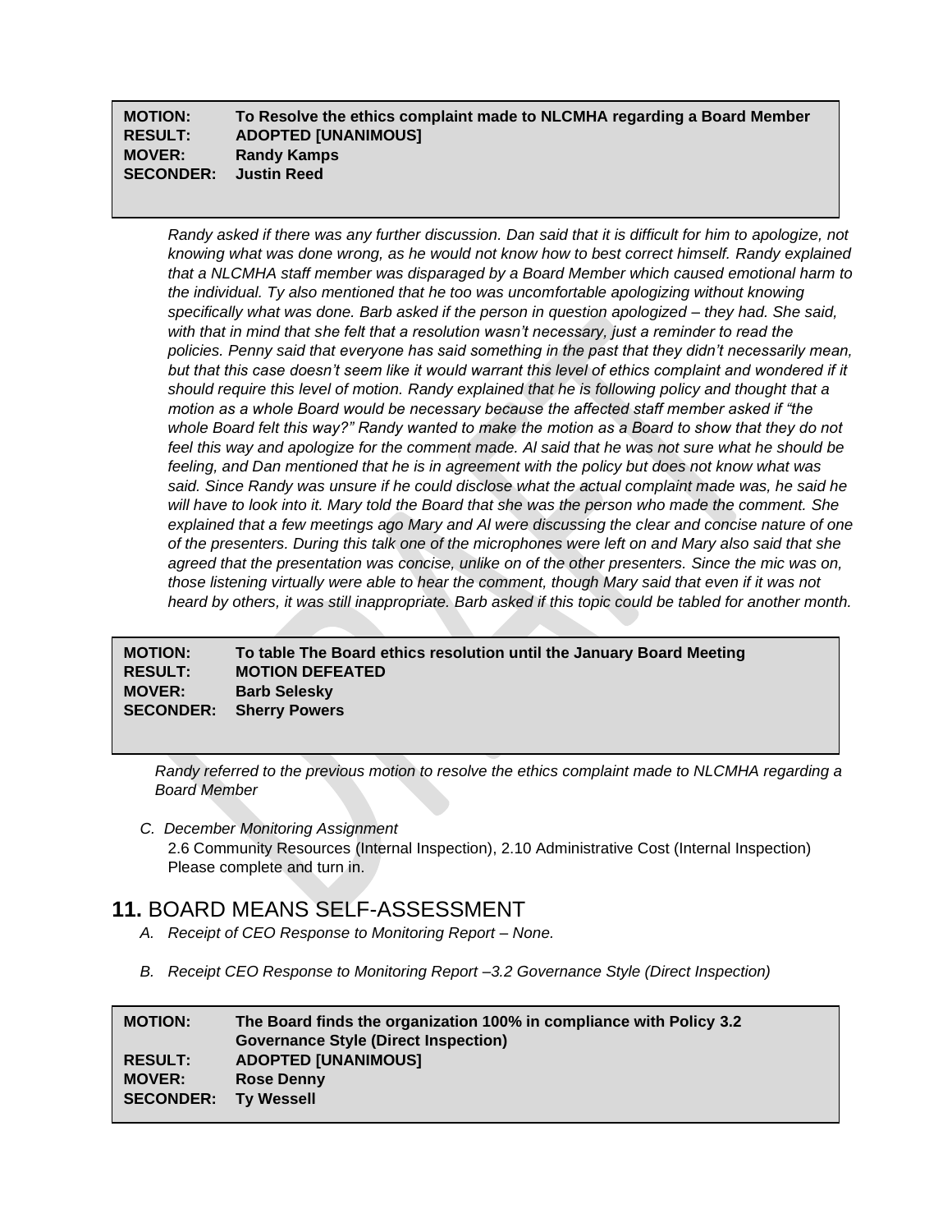| MOTION: | To Resolve the ethics complaint made to NLCMHA regarding a Board Member |
|---|---|
| RESULT: | ADOPTED [UNANIMOUS] |
| MOVER: | Randy Kamps |
| SECONDER: | Justin Reed |

*Randy asked if there was any further discussion. Dan said that it is difficult for him to apologize, not knowing what was done wrong, as he would not know how to best correct himself. Randy explained that a NLCMHA staff member was disparaged by a Board Member which caused emotional harm to the individual. Ty also mentioned that he too was uncomfortable apologizing without knowing specifically what was done. Barb asked if the person in question apologized – they had. She said, with that in mind that she felt that a resolution wasn't necessary, just a reminder to read the policies. Penny said that everyone has said something in the past that they didn't necessarily mean, but that this case doesn't seem like it would warrant this level of ethics complaint and wondered if it should require this level of motion. Randy explained that he is following policy and thought that a motion as a whole Board would be necessary because the affected staff member asked if "the whole Board felt this way?" Randy wanted to make the motion as a Board to show that they do not feel this way and apologize for the comment made. Al said that he was not sure what he should be feeling, and Dan mentioned that he is in agreement with the policy but does not know what was said. Since Randy was unsure if he could disclose what the actual complaint made was, he said he will have to look into it. Mary told the Board that she was the person who made the comment. She explained that a few meetings ago Mary and Al were discussing the clear and concise nature of one of the presenters. During this talk one of the microphones were left on and Mary also said that she agreed that the presentation was concise, unlike on of the other presenters. Since the mic was on, those listening virtually were able to hear the comment, though Mary said that even if it was not heard by others, it was still inappropriate. Barb asked if this topic could be tabled for another month.*

| MOTION: | To table The Board ethics resolution until the January Board Meeting |
|---|---|
| RESULT: | MOTION DEFEATED |
| MOVER: | Barb Selesky |
| SECONDER: | Sherry Powers |

*Randy referred to the previous motion to resolve the ethics complaint made to NLCMHA regarding a Board Member*

C. *December Monitoring Assignment*

2.6 Community Resources (Internal Inspection), 2.10 Administrative Cost (Internal Inspection)
Please complete and turn in.

## 11. BOARD MEANS SELF-ASSESSMENT

A. *Receipt of CEO Response to Monitoring Report – None.*

B. *Receipt CEO Response to Monitoring Report –3.2 Governance Style (Direct Inspection)*

| MOTION: | The Board finds the organization 100% in compliance with Policy 3.2 Governance Style (Direct Inspection) |
|---|---|
| RESULT: | ADOPTED [UNANIMOUS] |
| MOVER: | Rose Denny |
| SECONDER: | Ty Wessell |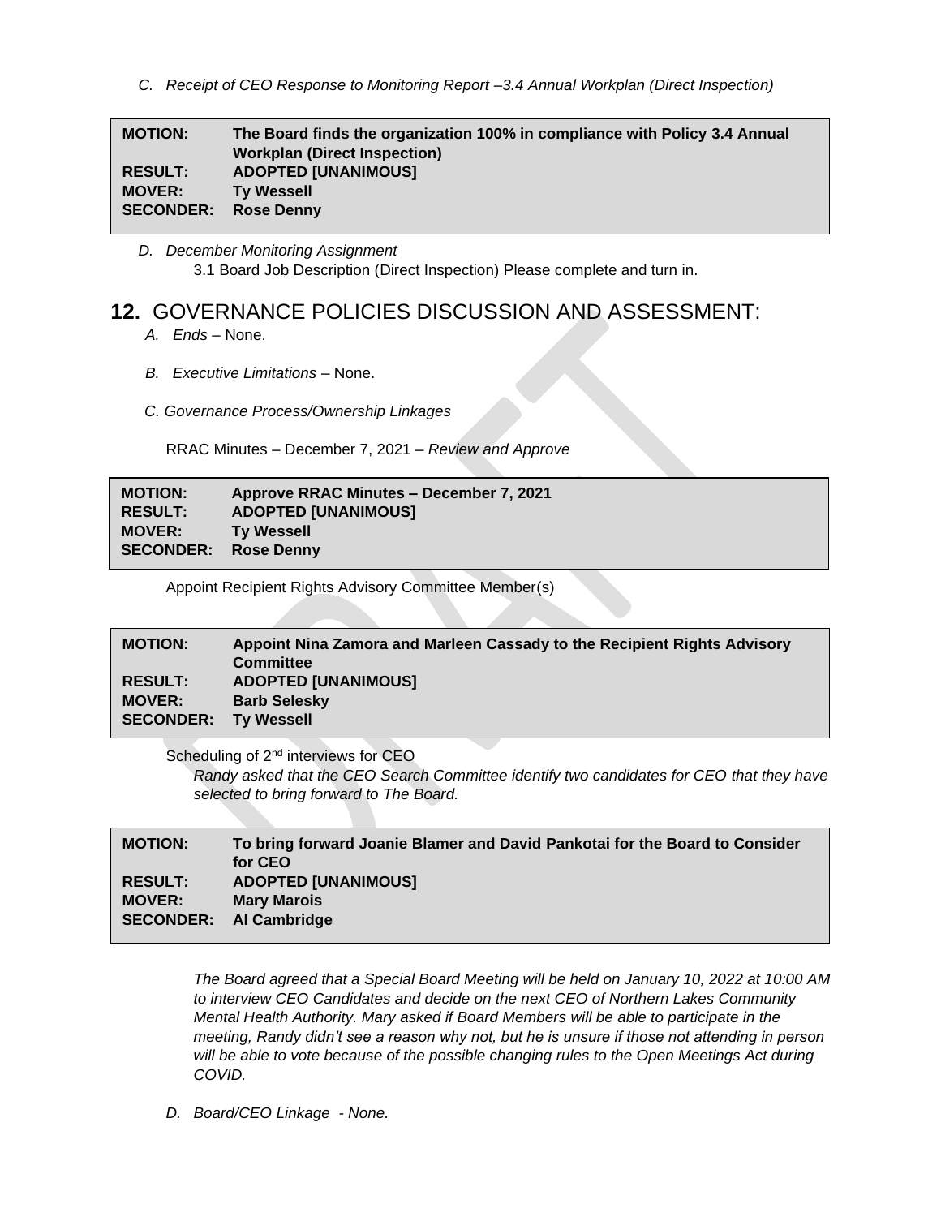*C. Receipt of CEO Response to Monitoring Report –3.4 Annual Workplan (Direct Inspection)*

| | |
|---|---|
| **MOTION:** | **The Board finds the organization 100% in compliance with Policy 3.4 Annual Workplan (Direct Inspection)** |
| **RESULT:** | **ADOPTED [UNANIMOUS]** |
| **MOVER:** | **Ty Wessell** |
| **SECONDER:** | **Rose Denny** |

*D. December Monitoring Assignment*

3.1 Board Job Description (Direct Inspection) Please complete and turn in.

## 12. GOVERNANCE POLICIES DISCUSSION AND ASSESSMENT:

*A. Ends* – None.

*B. Executive Limitations* – None.

*C. Governance Process/Ownership Linkages*

RRAC Minutes – December 7, 2021 – *Review and Approve*

| | |
|---|---|
| **MOTION:** | **Approve RRAC Minutes – December 7, 2021** |
| **RESULT:** | **ADOPTED [UNANIMOUS]** |
| **MOVER:** | **Ty Wessell** |
| **SECONDER:** | **Rose Denny** |

Appoint Recipient Rights Advisory Committee Member(s)

| | |
|---|---|
| **MOTION:** | **Appoint Nina Zamora and Marleen Cassady to the Recipient Rights Advisory Committee** |
| **RESULT:** | **ADOPTED [UNANIMOUS]** |
| **MOVER:** | **Barb Selesky** |
| **SECONDER:** | **Ty Wessell** |

Scheduling of 2nd interviews for CEO

*Randy asked that the CEO Search Committee identify two candidates for CEO that they have selected to bring forward to The Board.*

| | |
|---|---|
| **MOTION:** | **To bring forward Joanie Blamer and David Pankotai for the Board to Consider for CEO** |
| **RESULT:** | **ADOPTED [UNANIMOUS]** |
| **MOVER:** | **Mary Marois** |
| **SECONDER:** | **Al Cambridge** |

*The Board agreed that a Special Board Meeting will be held on January 10, 2022 at 10:00 AM to interview CEO Candidates and decide on the next CEO of Northern Lakes Community Mental Health Authority. Mary asked if Board Members will be able to participate in the meeting, Randy didn't see a reason why not, but he is unsure if those not attending in person will be able to vote because of the possible changing rules to the Open Meetings Act during COVID.*

*D. Board/CEO Linkage - None.*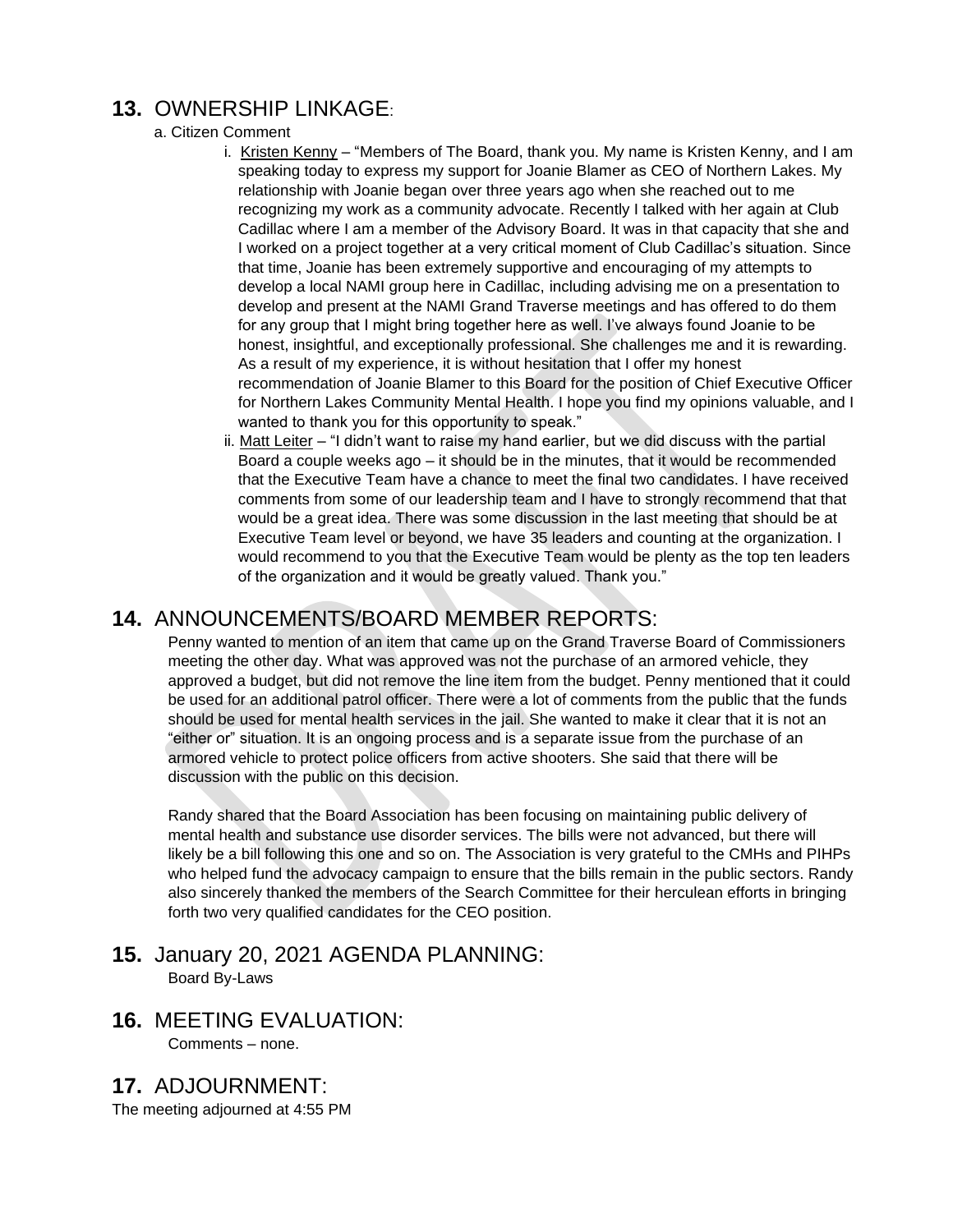## 13. OWNERSHIP LINKAGE:

a. Citizen Comment

i. Kristen Kenny – "Members of The Board, thank you. My name is Kristen Kenny, and I am speaking today to express my support for Joanie Blamer as CEO of Northern Lakes. My relationship with Joanie began over three years ago when she reached out to me recognizing my work as a community advocate. Recently I talked with her again at Club Cadillac where I am a member of the Advisory Board. It was in that capacity that she and I worked on a project together at a very critical moment of Club Cadillac's situation. Since that time, Joanie has been extremely supportive and encouraging of my attempts to develop a local NAMI group here in Cadillac, including advising me on a presentation to develop and present at the NAMI Grand Traverse meetings and has offered to do them for any group that I might bring together here as well. I've always found Joanie to be honest, insightful, and exceptionally professional. She challenges me and it is rewarding. As a result of my experience, it is without hesitation that I offer my honest recommendation of Joanie Blamer to this Board for the position of Chief Executive Officer for Northern Lakes Community Mental Health. I hope you find my opinions valuable, and I wanted to thank you for this opportunity to speak."

ii. Matt Leiter – "I didn't want to raise my hand earlier, but we did discuss with the partial Board a couple weeks ago – it should be in the minutes, that it would be recommended that the Executive Team have a chance to meet the final two candidates. I have received comments from some of our leadership team and I have to strongly recommend that that would be a great idea. There was some discussion in the last meeting that should be at Executive Team level or beyond, we have 35 leaders and counting at the organization. I would recommend to you that the Executive Team would be plenty as the top ten leaders of the organization and it would be greatly valued. Thank you."

## 14. ANNOUNCEMENTS/BOARD MEMBER REPORTS:

Penny wanted to mention of an item that came up on the Grand Traverse Board of Commissioners meeting the other day. What was approved was not the purchase of an armored vehicle, they approved a budget, but did not remove the line item from the budget. Penny mentioned that it could be used for an additional patrol officer. There were a lot of comments from the public that the funds should be used for mental health services in the jail. She wanted to make it clear that it is not an "either or" situation. It is an ongoing process and is a separate issue from the purchase of an armored vehicle to protect police officers from active shooters. She said that there will be discussion with the public on this decision.

Randy shared that the Board Association has been focusing on maintaining public delivery of mental health and substance use disorder services. The bills were not advanced, but there will likely be a bill following this one and so on. The Association is very grateful to the CMHs and PIHPs who helped fund the advocacy campaign to ensure that the bills remain in the public sectors. Randy also sincerely thanked the members of the Search Committee for their herculean efforts in bringing forth two very qualified candidates for the CEO position.

## 15. January 20, 2021 AGENDA PLANNING:

Board By-Laws

## 16. MEETING EVALUATION:

Comments – none.

## 17. ADJOURNMENT:

The meeting adjourned at 4:55 PM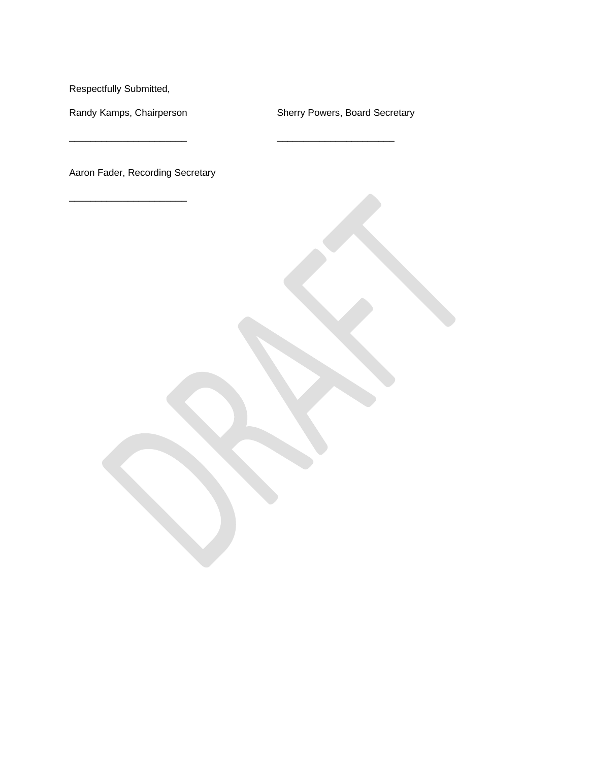Respectfully Submitted,

Randy Kamps, Chairperson

______________________

Sherry Powers, Board Secretary

______________________

Aaron Fader, Recording Secretary

______________________

DRAFT